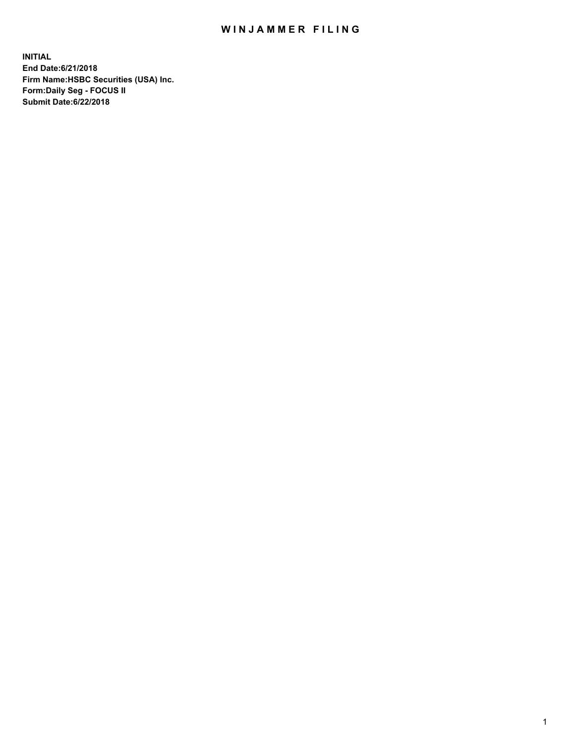# WINJAMMER FILING

**INITIAL**
**End Date:6/21/2018**
**Firm Name:HSBC Securities (USA) Inc.**
**Form:Daily Seg - FOCUS II**
**Submit Date:6/22/2018**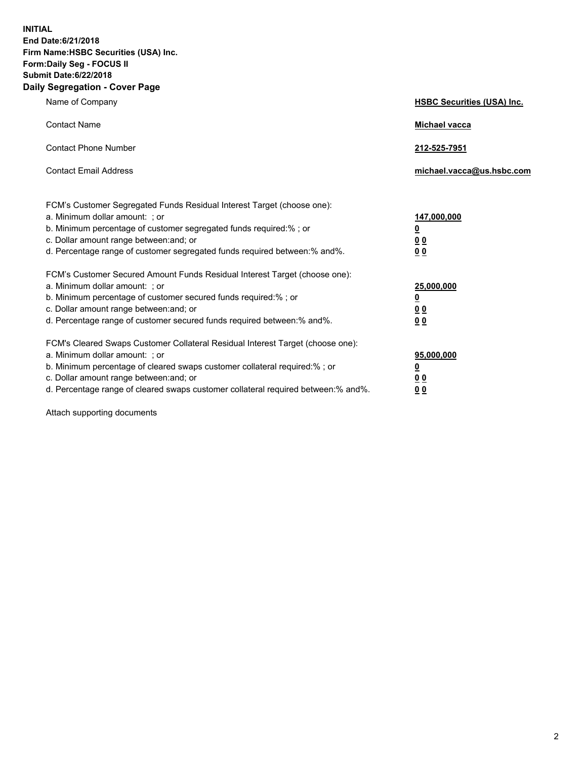**INITIAL**
**End Date:6/21/2018**
**Firm Name:HSBC Securities (USA) Inc.**
**Form:Daily Seg - FOCUS II**
**Submit Date:6/22/2018**

## Daily Segregation - Cover Page

| | |
|---|---|
| Name of Company | **HSBC Securities (USA) Inc.** |
| Contact Name | **Michael vacca** |
| Contact Phone Number | **212-525-7951** |
| Contact Email Address | **michael.vacca@us.hsbc.com** |

FCM's Customer Segregated Funds Residual Interest Target (choose one):

| | |
|---|---|
| a. Minimum dollar amount: ; or | **147,000,000** |
| b. Minimum percentage of customer segregated funds required:% ; or | **0** |
| c. Dollar amount range between:and; or | **0 0** |
| d. Percentage range of customer segregated funds required between:% and%. | **0 0** |

FCM's Customer Secured Amount Funds Residual Interest Target (choose one):

| | |
|---|---|
| a. Minimum dollar amount: ; or | **25,000,000** |
| b. Minimum percentage of customer secured funds required:% ; or | **0** |
| c. Dollar amount range between:and; or | **0 0** |
| d. Percentage range of customer secured funds required between:% and%. | **0 0** |

FCM's Cleared Swaps Customer Collateral Residual Interest Target (choose one):

| | |
|---|---|
| a. Minimum dollar amount: ; or | **95,000,000** |
| b. Minimum percentage of cleared swaps customer collateral required:% ; or | **0** |
| c. Dollar amount range between:and; or | **0 0** |
| d. Percentage range of cleared swaps customer collateral required between:% and%. | **0 0** |

Attach supporting documents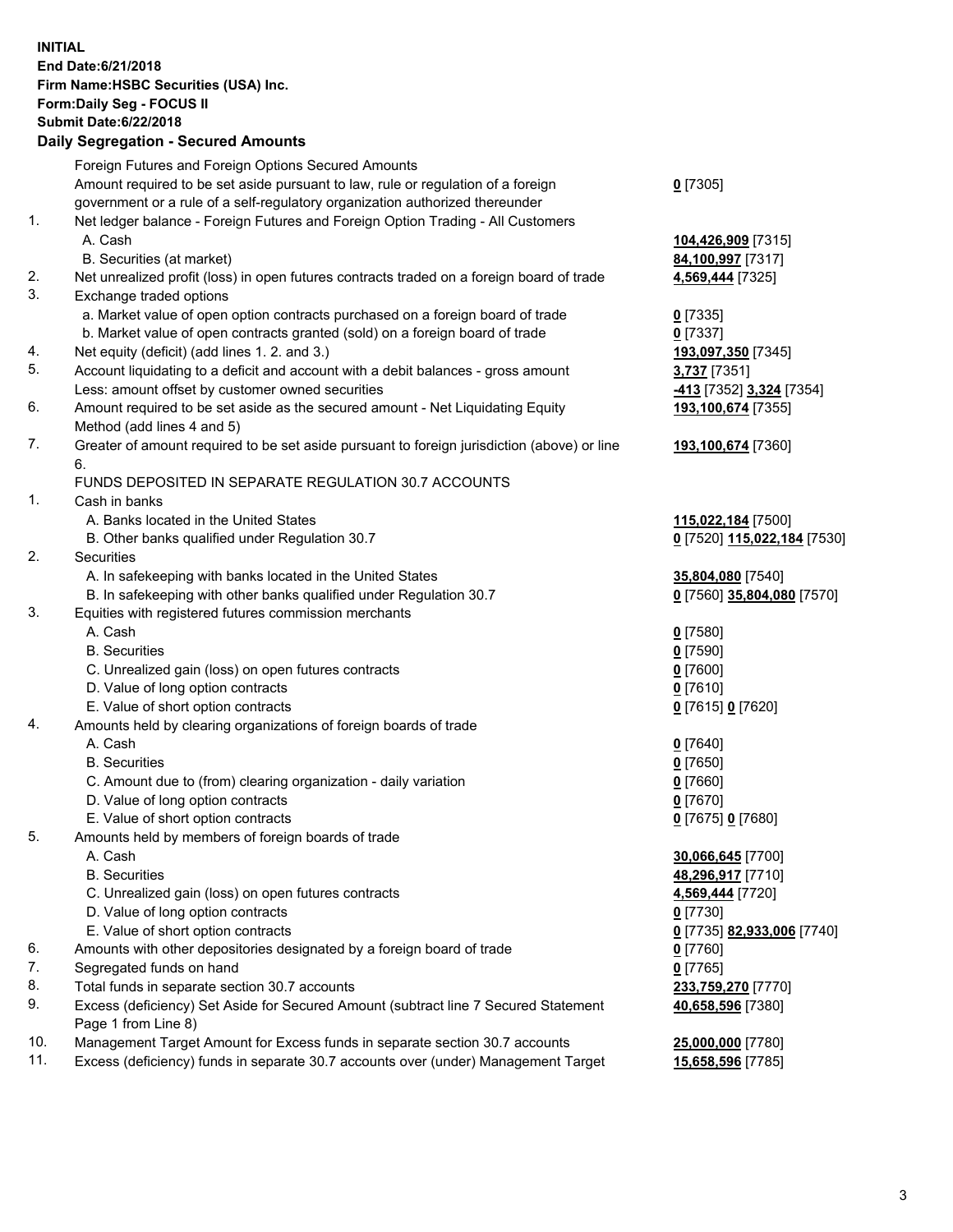**INITIAL**
**End Date:6/21/2018**
**Firm Name:HSBC Securities (USA) Inc.**
**Form:Daily Seg - FOCUS II**
**Submit Date:6/22/2018**

## Daily Segregation - Secured Amounts

| | | |
|---|---|---|
| | Foreign Futures and Foreign Options Secured Amounts | |
| | Amount required to be set aside pursuant to law, rule or regulation of a foreign government or a rule of a self-regulatory organization authorized thereunder | **0** [7305] |
| 1. | Net ledger balance - Foreign Futures and Foreign Option Trading - All Customers | |
| | A. Cash | **104,426,909** [7315] |
| | B. Securities (at market) | **84,100,997** [7317] |
| 2. | Net unrealized profit (loss) in open futures contracts traded on a foreign board of trade | **4,569,444** [7325] |
| 3. | Exchange traded options | |
| | a. Market value of open option contracts purchased on a foreign board of trade | **0** [7335] |
| | b. Market value of open contracts granted (sold) on a foreign board of trade | **0** [7337] |
| 4. | Net equity (deficit) (add lines 1. 2. and 3.) | **193,097,350** [7345] |
| 5. | Account liquidating to a deficit and account with a debit balances - gross amount | **3,737** [7351] |
| | Less: amount offset by customer owned securities | **-413** [7352] **3,324** [7354] |
| 6. | Amount required to be set aside as the secured amount - Net Liquidating Equity Method (add lines 4 and 5) | **193,100,674** [7355] |
| 7. | Greater of amount required to be set aside pursuant to foreign jurisdiction (above) or line 6. | **193,100,674** [7360] |
| | FUNDS DEPOSITED IN SEPARATE REGULATION 30.7 ACCOUNTS | |
| 1. | Cash in banks | |
| | A. Banks located in the United States | **115,022,184** [7500] |
| | B. Other banks qualified under Regulation 30.7 | **0** [7520] **115,022,184** [7530] |
| 2. | Securities | |
| | A. In safekeeping with banks located in the United States | **35,804,080** [7540] |
| | B. In safekeeping with other banks qualified under Regulation 30.7 | **0** [7560] **35,804,080** [7570] |
| 3. | Equities with registered futures commission merchants | |
| | A. Cash | **0** [7580] |
| | B. Securities | **0** [7590] |
| | C. Unrealized gain (loss) on open futures contracts | **0** [7600] |
| | D. Value of long option contracts | **0** [7610] |
| | E. Value of short option contracts | **0** [7615] **0** [7620] |
| 4. | Amounts held by clearing organizations of foreign boards of trade | |
| | A. Cash | **0** [7640] |
| | B. Securities | **0** [7650] |
| | C. Amount due to (from) clearing organization - daily variation | **0** [7660] |
| | D. Value of long option contracts | **0** [7670] |
| | E. Value of short option contracts | **0** [7675] **0** [7680] |
| 5. | Amounts held by members of foreign boards of trade | |
| | A. Cash | **30,066,645** [7700] |
| | B. Securities | **48,296,917** [7710] |
| | C. Unrealized gain (loss) on open futures contracts | **4,569,444** [7720] |
| | D. Value of long option contracts | **0** [7730] |
| | E. Value of short option contracts | **0** [7735] **82,933,006** [7740] |
| 6. | Amounts with other depositories designated by a foreign board of trade | **0** [7760] |
| 7. | Segregated funds on hand | **0** [7765] |
| 8. | Total funds in separate section 30.7 accounts | **233,759,270** [7770] |
| 9. | Excess (deficiency) Set Aside for Secured Amount (subtract line 7 Secured Statement Page 1 from Line 8) | **40,658,596** [7380] |
| 10. | Management Target Amount for Excess funds in separate section 30.7 accounts | **25,000,000** [7780] |
| 11. | Excess (deficiency) funds in separate 30.7 accounts over (under) Management Target | **15,658,596** [7785] |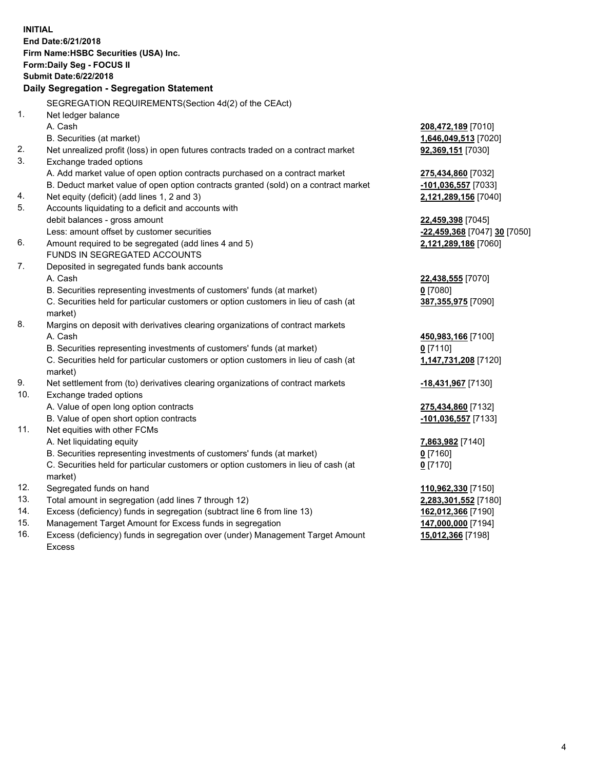**INITIAL**
**End Date:6/21/2018**
**Firm Name:HSBC Securities (USA) Inc.**
**Form:Daily Seg - FOCUS II**
**Submit Date:6/22/2018**

## Daily Segregation - Segregation Statement

SEGREGATION REQUIREMENTS(Section 4d(2) of the CEAct)

| | | |
|---|---|---|
| 1. | Net ledger balance | |
| | A. Cash | **208,472,189** [7010] |
| | B. Securities (at market) | **1,646,049,513** [7020] |
| 2. | Net unrealized profit (loss) in open futures contracts traded on a contract market | **92,369,151** [7030] |
| 3. | Exchange traded options | |
| | A. Add market value of open option contracts purchased on a contract market | **275,434,860** [7032] |
| | B. Deduct market value of open option contracts granted (sold) on a contract market | **-101,036,557** [7033] |
| 4. | Net equity (deficit) (add lines 1, 2 and 3) | **2,121,289,156** [7040] |
| 5. | Accounts liquidating to a deficit and accounts with debit balances - gross amount | **22,459,398** [7045] |
| | Less: amount offset by customer securities | **-22,459,368** [7047] **30** [7050] |
| 6. | Amount required to be segregated (add lines 4 and 5) | **2,121,289,186** [7060] |
| | FUNDS IN SEGREGATED ACCOUNTS | |
| 7. | Deposited in segregated funds bank accounts | |
| | A. Cash | **22,438,555** [7070] |
| | B. Securities representing investments of customers' funds (at market) | **0** [7080] |
| | C. Securities held for particular customers or option customers in lieu of cash (at market) | **387,355,975** [7090] |
| 8. | Margins on deposit with derivatives clearing organizations of contract markets | |
| | A. Cash | **450,983,166** [7100] |
| | B. Securities representing investments of customers' funds (at market) | **0** [7110] |
| | C. Securities held for particular customers or option customers in lieu of cash (at market) | **1,147,731,208** [7120] |
| 9. | Net settlement from (to) derivatives clearing organizations of contract markets | **-18,431,967** [7130] |
| 10. | Exchange traded options | |
| | A. Value of open long option contracts | **275,434,860** [7132] |
| | B. Value of open short option contracts | **-101,036,557** [7133] |
| 11. | Net equities with other FCMs | |
| | A. Net liquidating equity | **7,863,982** [7140] |
| | B. Securities representing investments of customers' funds (at market) | **0** [7160] |
| | C. Securities held for particular customers or option customers in lieu of cash (at market) | **0** [7170] |
| 12. | Segregated funds on hand | **110,962,330** [7150] |
| 13. | Total amount in segregation (add lines 7 through 12) | **2,283,301,552** [7180] |
| 14. | Excess (deficiency) funds in segregation (subtract line 6 from line 13) | **162,012,366** [7190] |
| 15. | Management Target Amount for Excess funds in segregation | **147,000,000** [7194] |
| 16. | Excess (deficiency) funds in segregation over (under) Management Target Amount Excess | **15,012,366** [7198] |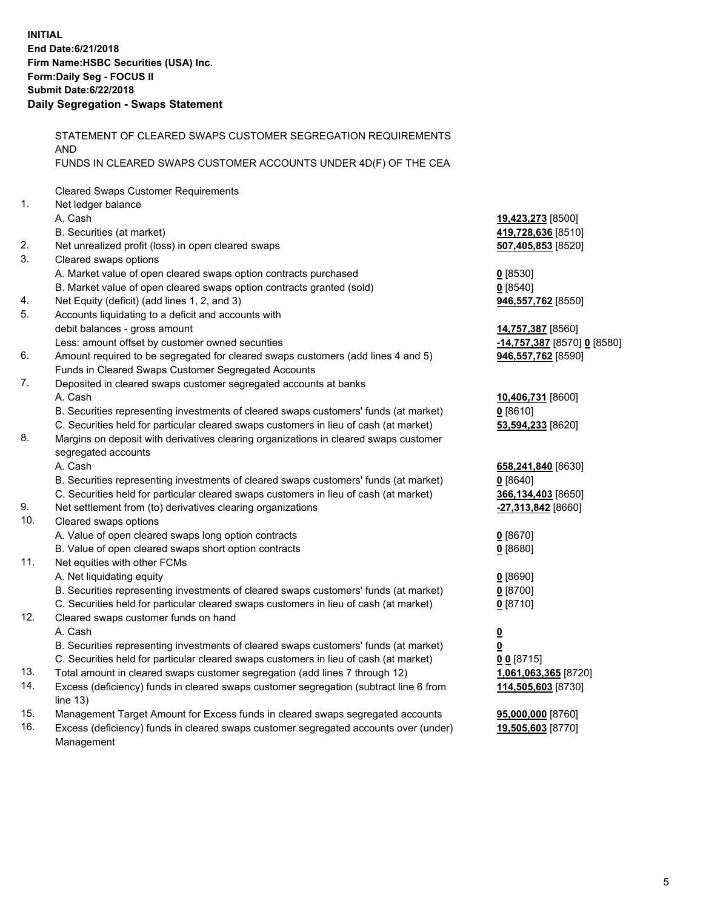**INITIAL**
**End Date:6/21/2018**
**Firm Name:HSBC Securities (USA) Inc.**
**Form:Daily Seg - FOCUS II**
**Submit Date:6/22/2018**
**Daily Segregation - Swaps Statement**

STATEMENT OF CLEARED SWAPS CUSTOMER SEGREGATION REQUIREMENTS AND FUNDS IN CLEARED SWAPS CUSTOMER ACCOUNTS UNDER 4D(F) OF THE CEA

| | | |
|---|---|---|
| | Cleared Swaps Customer Requirements | |
| 1. | Net ledger balance | |
| | A. Cash | **19,423,273** [8500] |
| | B. Securities (at market) | **419,728,636** [8510] |
| 2. | Net unrealized profit (loss) in open cleared swaps | **507,405,853** [8520] |
| 3. | Cleared swaps options | |
| | A. Market value of open cleared swaps option contracts purchased | **0** [8530] |
| | B. Market value of open cleared swaps option contracts granted (sold) | **0** [8540] |
| 4. | Net Equity (deficit) (add lines 1, 2, and 3) | **946,557,762** [8550] |
| 5. | Accounts liquidating to a deficit and accounts with debit balances - gross amount | **14,757,387** [8560] |
| | Less: amount offset by customer owned securities | **-14,757,387** [8570] **0** [8580] |
| 6. | Amount required to be segregated for cleared swaps customers (add lines 4 and 5) | **946,557,762** [8590] |
| | Funds in Cleared Swaps Customer Segregated Accounts | |
| 7. | Deposited in cleared swaps customer segregated accounts at banks | |
| | A. Cash | **10,406,731** [8600] |
| | B. Securities representing investments of cleared swaps customers' funds (at market) | **0** [8610] |
| | C. Securities held for particular cleared swaps customers in lieu of cash (at market) | **53,594,233** [8620] |
| 8. | Margins on deposit with derivatives clearing organizations in cleared swaps customer segregated accounts | |
| | A. Cash | **658,241,840** [8630] |
| | B. Securities representing investments of cleared swaps customers' funds (at market) | **0** [8640] |
| | C. Securities held for particular cleared swaps customers in lieu of cash (at market) | **366,134,403** [8650] |
| 9. | Net settlement from (to) derivatives clearing organizations | **-27,313,842** [8660] |
| 10. | Cleared swaps options | |
| | A. Value of open cleared swaps long option contracts | **0** [8670] |
| | B. Value of open cleared swaps short option contracts | **0** [8680] |
| 11. | Net equities with other FCMs | |
| | A. Net liquidating equity | **0** [8690] |
| | B. Securities representing investments of cleared swaps customers' funds (at market) | **0** [8700] |
| | C. Securities held for particular cleared swaps customers in lieu of cash (at market) | **0** [8710] |
| 12. | Cleared swaps customer funds on hand | |
| | A. Cash | **0** |
| | B. Securities representing investments of cleared swaps customers' funds (at market) | **0** |
| | C. Securities held for particular cleared swaps customers in lieu of cash (at market) | **0** **0** [8715] |
| 13. | Total amount in cleared swaps customer segregation (add lines 7 through 12) | **1,061,063,365** [8720] |
| 14. | Excess (deficiency) funds in cleared swaps customer segregation (subtract line 6 from line 13) | **114,505,603** [8730] |
| 15. | Management Target Amount for Excess funds in cleared swaps segregated accounts | **95,000,000** [8760] |
| 16. | Excess (deficiency) funds in cleared swaps customer segregated accounts over (under) Management | **19,505,603** [8770] |